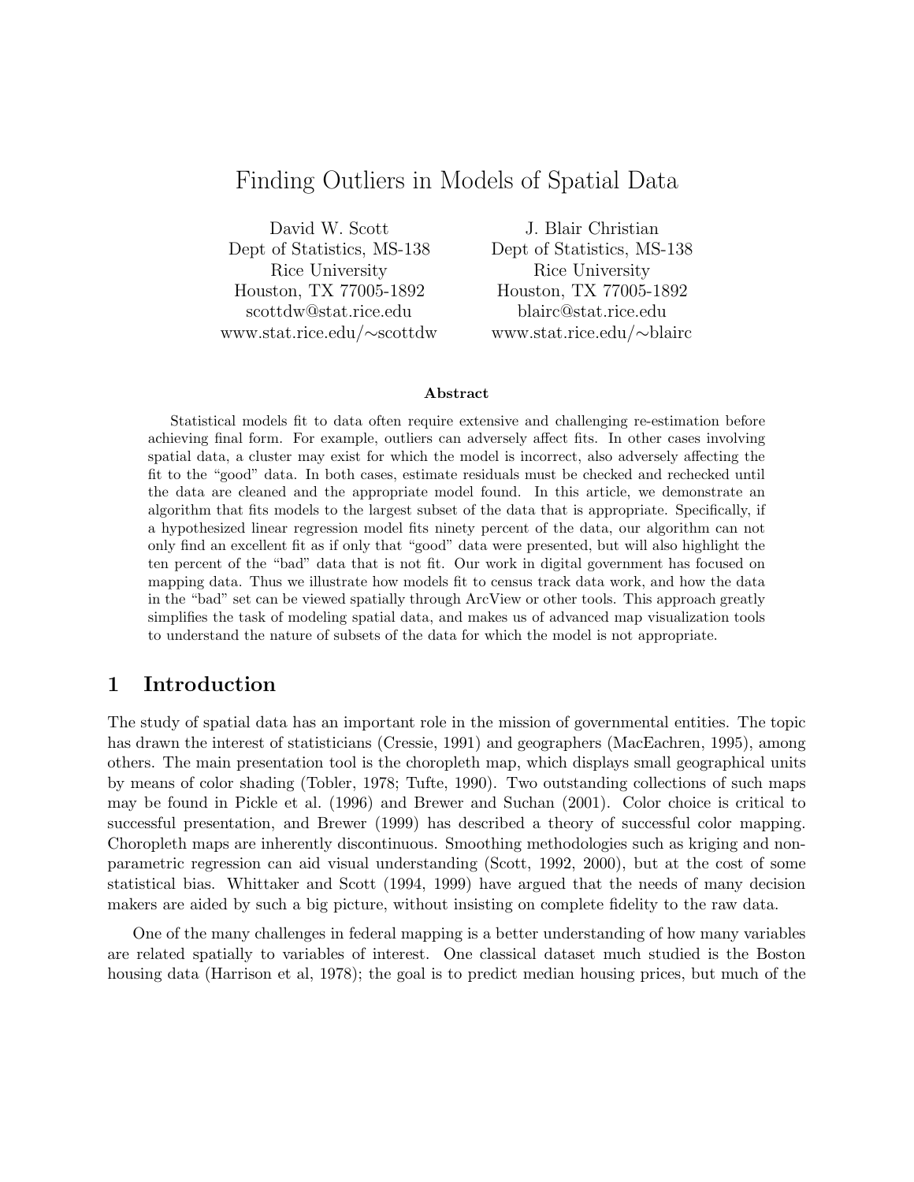# Finding Outliers in Models of Spatial Data

David W. Scott
Dept of Statistics, MS-138
Rice University
Houston, TX 77005-1892
scottdw@stat.rice.edu
www.stat.rice.edu/∼scottdw

J. Blair Christian
Dept of Statistics, MS-138
Rice University
Houston, TX 77005-1892
blairc@stat.rice.edu
www.stat.rice.edu/∼blairc

**Abstract**

Statistical models fit to data often require extensive and challenging re-estimation before achieving final form. For example, outliers can adversely affect fits. In other cases involving spatial data, a cluster may exist for which the model is incorrect, also adversely affecting the fit to the "good" data. In both cases, estimate residuals must be checked and rechecked until the data are cleaned and the appropriate model found. In this article, we demonstrate an algorithm that fits models to the largest subset of the data that is appropriate. Specifically, if a hypothesized linear regression model fits ninety percent of the data, our algorithm can not only find an excellent fit as if only that "good" data were presented, but will also highlight the ten percent of the "bad" data that is not fit. Our work in digital government has focused on mapping data. Thus we illustrate how models fit to census track data work, and how the data in the "bad" set can be viewed spatially through ArcView or other tools. This approach greatly simplifies the task of modeling spatial data, and makes us of advanced map visualization tools to understand the nature of subsets of the data for which the model is not appropriate.

## 1 Introduction

The study of spatial data has an important role in the mission of governmental entities. The topic has drawn the interest of statisticians (Cressie, 1991) and geographers (MacEachren, 1995), among others. The main presentation tool is the choropleth map, which displays small geographical units by means of color shading (Tobler, 1978; Tufte, 1990). Two outstanding collections of such maps may be found in Pickle et al. (1996) and Brewer and Suchan (2001). Color choice is critical to successful presentation, and Brewer (1999) has described a theory of successful color mapping. Choropleth maps are inherently discontinuous. Smoothing methodologies such as kriging and non-parametric regression can aid visual understanding (Scott, 1992, 2000), but at the cost of some statistical bias. Whittaker and Scott (1994, 1999) have argued that the needs of many decision makers are aided by such a big picture, without insisting on complete fidelity to the raw data.

One of the many challenges in federal mapping is a better understanding of how many variables are related spatially to variables of interest. One classical dataset much studied is the Boston housing data (Harrison et al, 1978); the goal is to predict median housing prices, but much of the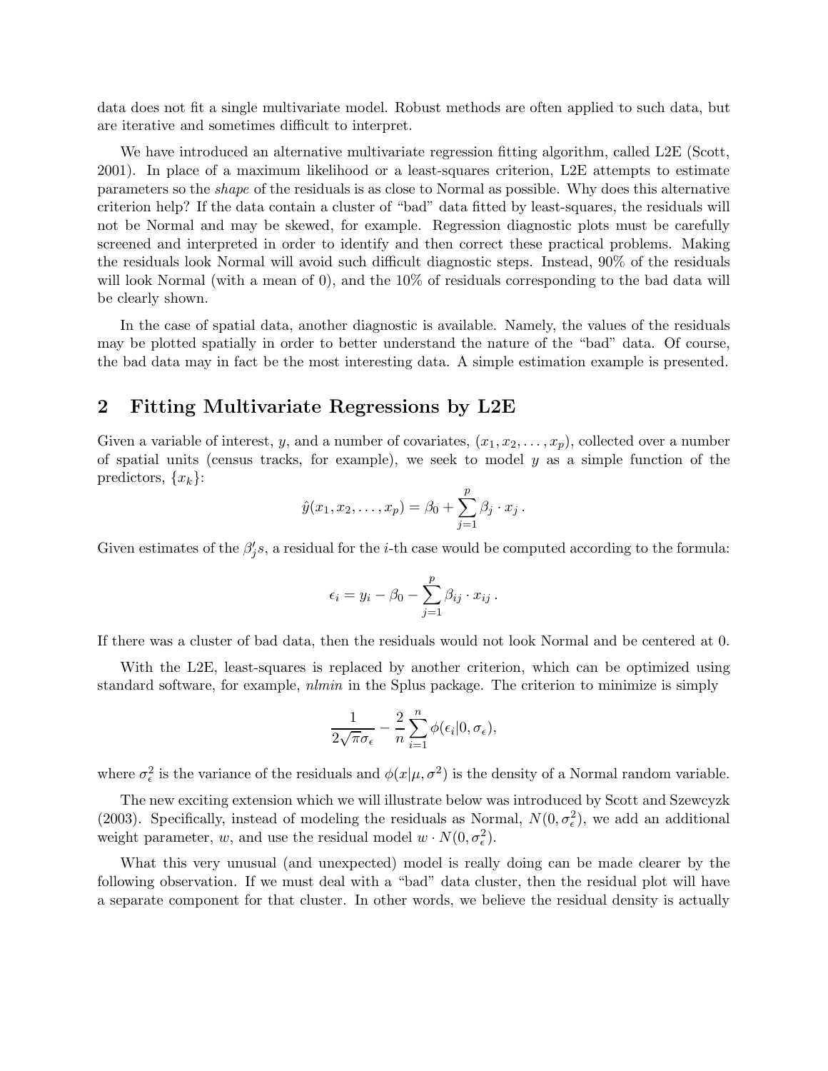data does not fit a single multivariate model. Robust methods are often applied to such data, but are iterative and sometimes difficult to interpret.

We have introduced an alternative multivariate regression fitting algorithm, called L2E (Scott, 2001). In place of a maximum likelihood or a least-squares criterion, L2E attempts to estimate parameters so the *shape* of the residuals is as close to Normal as possible. Why does this alternative criterion help? If the data contain a cluster of "bad" data fitted by least-squares, the residuals will not be Normal and may be skewed, for example. Regression diagnostic plots must be carefully screened and interpreted in order to identify and then correct these practical problems. Making the residuals look Normal will avoid such difficult diagnostic steps. Instead, 90% of the residuals will look Normal (with a mean of 0), and the 10% of residuals corresponding to the bad data will be clearly shown.

In the case of spatial data, another diagnostic is available. Namely, the values of the residuals may be plotted spatially in order to better understand the nature of the "bad" data. Of course, the bad data may in fact be the most interesting data. A simple estimation example is presented.

## 2 Fitting Multivariate Regressions by L2E

Given a variable of interest, $y$, and a number of covariates, $(x_1, x_2, \ldots, x_p)$, collected over a number of spatial units (census tracks, for example), we seek to model $y$ as a simple function of the predictors, $\{x_k\}$:

$$\hat{y}(x_1, x_2, \ldots, x_p) = \beta_0 + \sum_{j=1}^{p} \beta_j \cdot x_j \, .$$

Given estimates of the $\beta_j' s$, a residual for the $i$-th case would be computed according to the formula:

$$\epsilon_i = y_i - \beta_0 - \sum_{j=1}^{p} \beta_{ij} \cdot x_{ij} \, .$$

If there was a cluster of bad data, then the residuals would not look Normal and be centered at 0.

With the L2E, least-squares is replaced by another criterion, which can be optimized using standard software, for example, *nlmin* in the Splus package. The criterion to minimize is simply

$$\frac{1}{2\sqrt{\pi}\sigma_\epsilon} - \frac{2}{n} \sum_{i=1}^{n} \phi(\epsilon_i | 0, \sigma_\epsilon),$$

where $\sigma_\epsilon^2$ is the variance of the residuals and $\phi(x|\mu, \sigma^2)$ is the density of a Normal random variable.

The new exciting extension which we will illustrate below was introduced by Scott and Szewcyzk (2003). Specifically, instead of modeling the residuals as Normal, $N(0, \sigma_\epsilon^2)$, we add an additional weight parameter, $w$, and use the residual model $w \cdot N(0, \sigma_\epsilon^2)$.

What this very unusual (and unexpected) model is really doing can be made clearer by the following observation. If we must deal with a "bad" data cluster, then the residual plot will have a separate component for that cluster. In other words, we believe the residual density is actually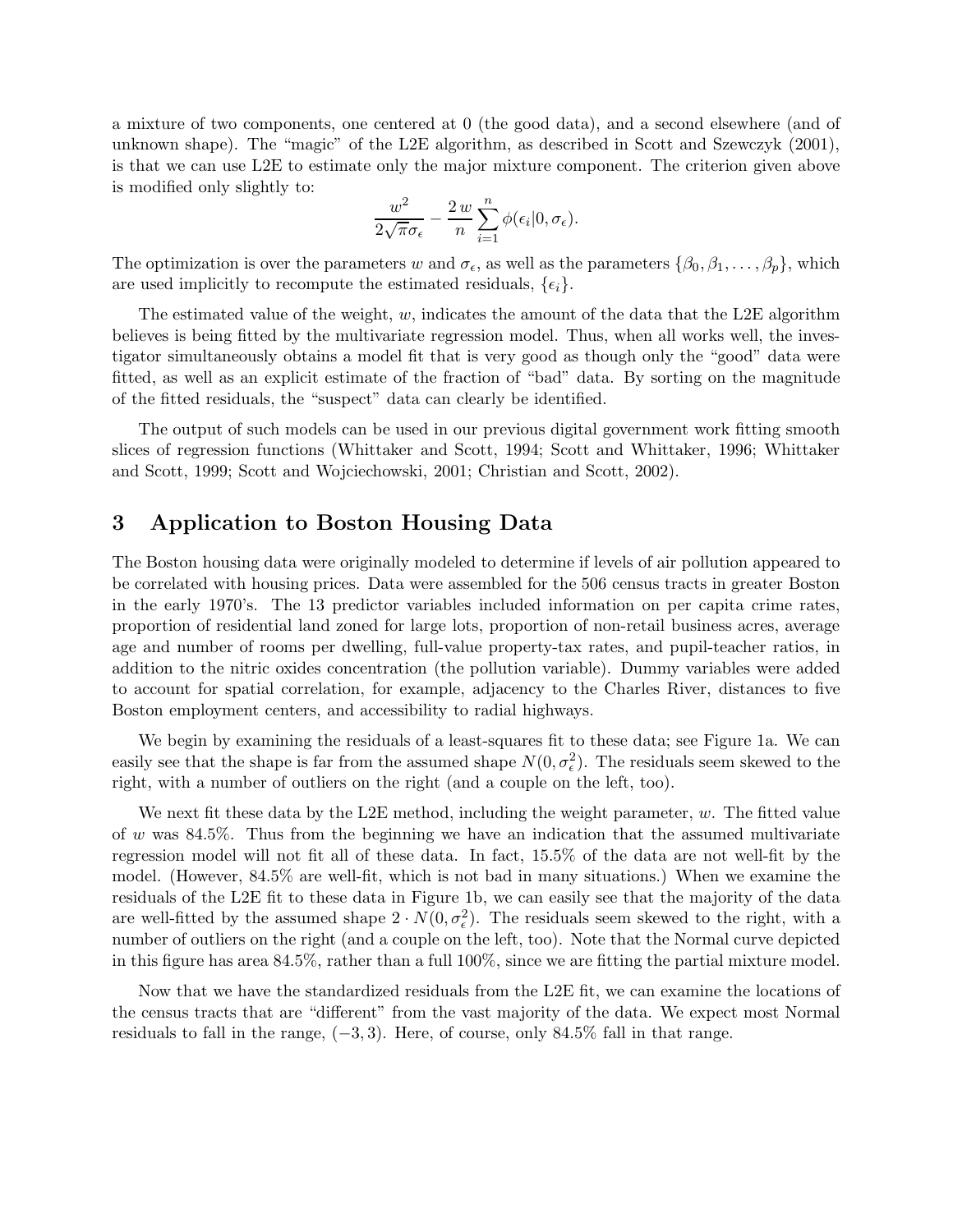a mixture of two components, one centered at 0 (the good data), and a second elsewhere (and of unknown shape). The "magic" of the L2E algorithm, as described in Scott and Szewczyk (2001), is that we can use L2E to estimate only the major mixture component. The criterion given above is modified only slightly to:

$$\frac{w^2}{2\sqrt{\pi}\sigma_\epsilon} - \frac{2\,w}{n}\sum_{i=1}^{n}\phi(\epsilon_i|0,\sigma_\epsilon).$$

The optimization is over the parameters $w$ and $\sigma_\epsilon$, as well as the parameters $\{\beta_0, \beta_1, \ldots, \beta_p\}$, which are used implicitly to recompute the estimated residuals, $\{\epsilon_i\}$.

The estimated value of the weight, $w$, indicates the amount of the data that the L2E algorithm believes is being fitted by the multivariate regression model. Thus, when all works well, the investigator simultaneously obtains a model fit that is very good as though only the "good" data were fitted, as well as an explicit estimate of the fraction of "bad" data. By sorting on the magnitude of the fitted residuals, the "suspect" data can clearly be identified.

The output of such models can be used in our previous digital government work fitting smooth slices of regression functions (Whittaker and Scott, 1994; Scott and Whittaker, 1996; Whittaker and Scott, 1999; Scott and Wojciechowski, 2001; Christian and Scott, 2002).

## 3 Application to Boston Housing Data

The Boston housing data were originally modeled to determine if levels of air pollution appeared to be correlated with housing prices. Data were assembled for the 506 census tracts in greater Boston in the early 1970's. The 13 predictor variables included information on per capita crime rates, proportion of residential land zoned for large lots, proportion of non-retail business acres, average age and number of rooms per dwelling, full-value property-tax rates, and pupil-teacher ratios, in addition to the nitric oxides concentration (the pollution variable). Dummy variables were added to account for spatial correlation, for example, adjacency to the Charles River, distances to five Boston employment centers, and accessibility to radial highways.

We begin by examining the residuals of a least-squares fit to these data; see Figure 1a. We can easily see that the shape is far from the assumed shape $N(0, \sigma_\epsilon^2)$. The residuals seem skewed to the right, with a number of outliers on the right (and a couple on the left, too).

We next fit these data by the L2E method, including the weight parameter, $w$. The fitted value of $w$ was 84.5%. Thus from the beginning we have an indication that the assumed multivariate regression model will not fit all of these data. In fact, 15.5% of the data are not well-fit by the model. (However, 84.5% are well-fit, which is not bad in many situations.) When we examine the residuals of the L2E fit to these data in Figure 1b, we can easily see that the majority of the data are well-fitted by the assumed shape $2 \cdot N(0, \sigma_\epsilon^2)$. The residuals seem skewed to the right, with a number of outliers on the right (and a couple on the left, too). Note that the Normal curve depicted in this figure has area 84.5%, rather than a full 100%, since we are fitting the partial mixture model.

Now that we have the standardized residuals from the L2E fit, we can examine the locations of the census tracts that are "different" from the vast majority of the data. We expect most Normal residuals to fall in the range, $(-3, 3)$. Here, of course, only 84.5% fall in that range.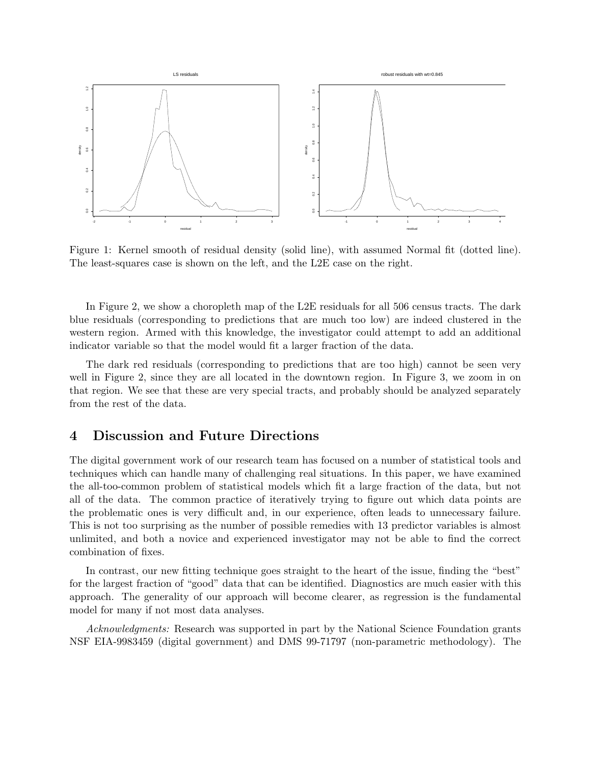LS residuals

density

1.2
1.0
0.8
0.6
0.4
0.2
0.0

-2
-1
0
1
2
3

residual

robust residuals with wt=0.845

density

1.4
1.2
1.0
0.8
0.6
0.4
0.2
0.0

-1
0
1
2
3
4

residual

Figure 1: Kernel smooth of residual density (solid line), with assumed Normal fit (dotted line). The least-squares case is shown on the left, and the L2E case on the right.

In Figure 2, we show a choropleth map of the L2E residuals for all 506 census tracts. The dark blue residuals (corresponding to predictions that are much too low) are indeed clustered in the western region. Armed with this knowledge, the investigator could attempt to add an additional indicator variable so that the model would fit a larger fraction of the data.

The dark red residuals (corresponding to predictions that are too high) cannot be seen very well in Figure 2, since they are all located in the downtown region. In Figure 3, we zoom in on that region. We see that these are very special tracts, and probably should be analyzed separately from the rest of the data.

## 4 Discussion and Future Directions

The digital government work of our research team has focused on a number of statistical tools and techniques which can handle many of challenging real situations. In this paper, we have examined the all-too-common problem of statistical models which fit a large fraction of the data, but not all of the data. The common practice of iteratively trying to figure out which data points are the problematic ones is very difficult and, in our experience, often leads to unnecessary failure. This is not too surprising as the number of possible remedies with 13 predictor variables is almost unlimited, and both a novice and experienced investigator may not be able to find the correct combination of fixes.

In contrast, our new fitting technique goes straight to the heart of the issue, finding the "best" for the largest fraction of "good" data that can be identified. Diagnostics are much easier with this approach. The generality of our approach will become clearer, as regression is the fundamental model for many if not most data analyses.

*Acknowledgments:* Research was supported in part by the National Science Foundation grants NSF EIA-9983459 (digital government) and DMS 99-71797 (non-parametric methodology). The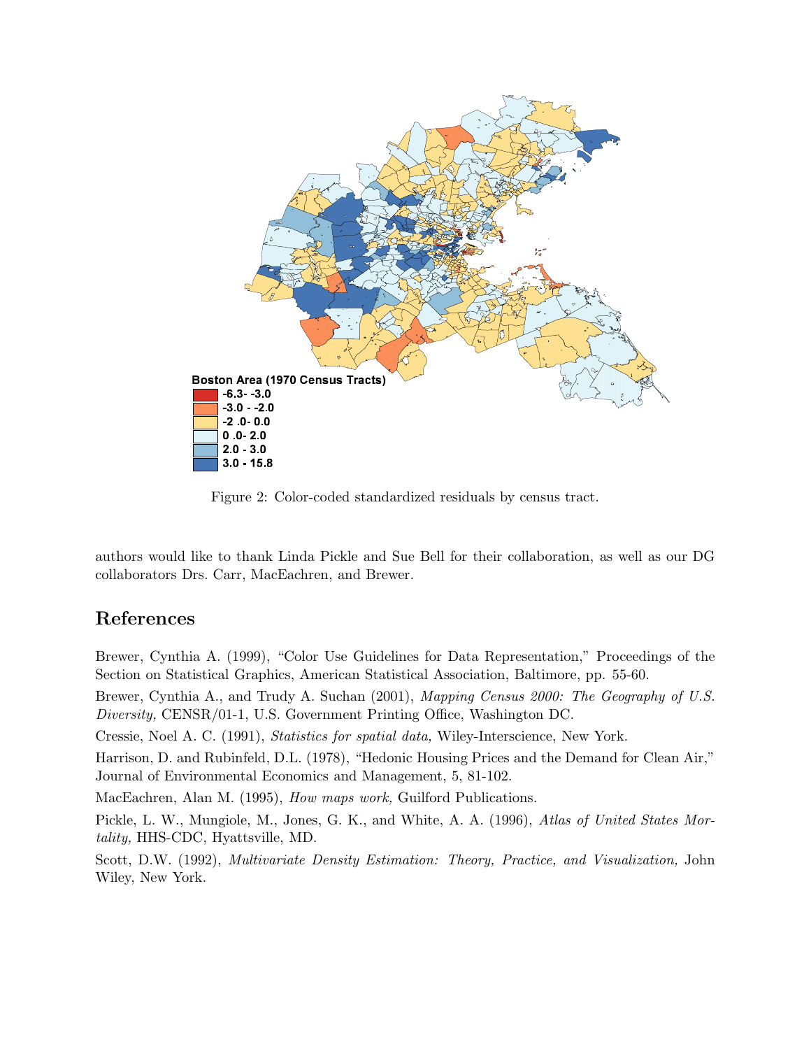Boston Area (1970 Census Tracts)

-6.3- -3.0

-3.0 - -2.0

-2 .0- 0.0

0 .0- 2.0

2.0 - 3.0

3.0 - 15.8

Figure 2: Color-coded standardized residuals by census tract.

authors would like to thank Linda Pickle and Sue Bell for their collaboration, as well as our DG collaborators Drs. Carr, MacEachren, and Brewer.

## References

Brewer, Cynthia A. (1999), "Color Use Guidelines for Data Representation," Proceedings of the Section on Statistical Graphics, American Statistical Association, Baltimore, pp. 55-60.

Brewer, Cynthia A., and Trudy A. Suchan (2001), *Mapping Census 2000: The Geography of U.S. Diversity,* CENSR/01-1, U.S. Government Printing Office, Washington DC.

Cressie, Noel A. C. (1991), *Statistics for spatial data,* Wiley-Interscience, New York.

Harrison, D. and Rubinfeld, D.L. (1978), "Hedonic Housing Prices and the Demand for Clean Air," Journal of Environmental Economics and Management, 5, 81-102.

MacEachren, Alan M. (1995), *How maps work,* Guilford Publications.

Pickle, L. W., Mungiole, M., Jones, G. K., and White, A. A. (1996), *Atlas of United States Mortality,* HHS-CDC, Hyattsville, MD.

Scott, D.W. (1992), *Multivariate Density Estimation: Theory, Practice, and Visualization,* John Wiley, New York.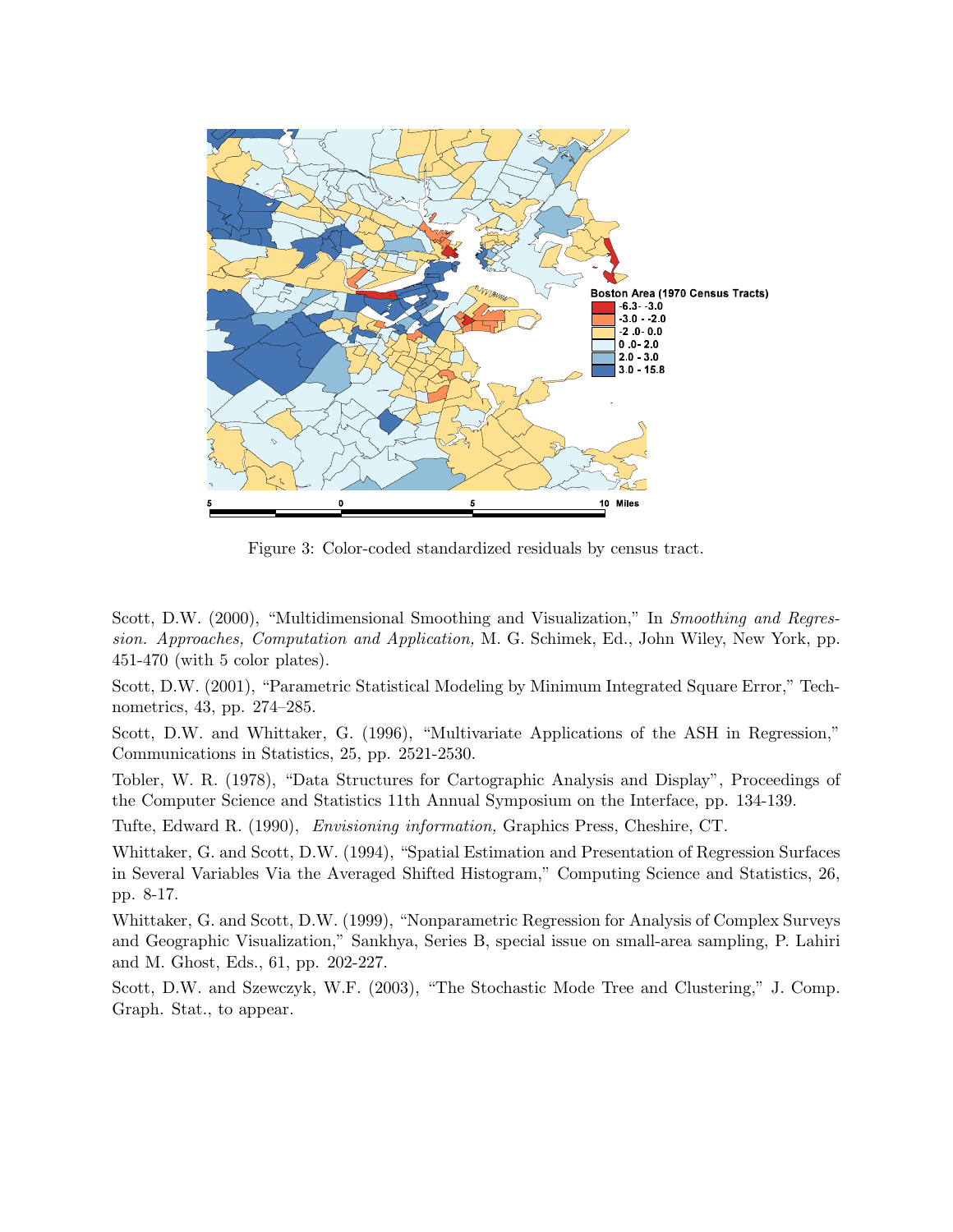Boston Area (1970 Census Tracts)

-6.3- -3.0
-3.0 - -2.0
-2 .0- 0.0
0 .0- 2.0
2.0 - 3.0
3.0 - 15.8

5 0 5 10 Miles

Figure 3: Color-coded standardized residuals by census tract.

Scott, D.W. (2000), "Multidimensional Smoothing and Visualization," In *Smoothing and Regression. Approaches, Computation and Application,* M. G. Schimek, Ed., John Wiley, New York, pp. 451-470 (with 5 color plates).

Scott, D.W. (2001), "Parametric Statistical Modeling by Minimum Integrated Square Error," Technometrics, 43, pp. 274–285.

Scott, D.W. and Whittaker, G. (1996), "Multivariate Applications of the ASH in Regression," Communications in Statistics, 25, pp. 2521-2530.

Tobler, W. R. (1978), "Data Structures for Cartographic Analysis and Display", Proceedings of the Computer Science and Statistics 11th Annual Symposium on the Interface, pp. 134-139.

Tufte, Edward R. (1990), *Envisioning information,* Graphics Press, Cheshire, CT.

Whittaker, G. and Scott, D.W. (1994), "Spatial Estimation and Presentation of Regression Surfaces in Several Variables Via the Averaged Shifted Histogram," Computing Science and Statistics, 26, pp. 8-17.

Whittaker, G. and Scott, D.W. (1999), "Nonparametric Regression for Analysis of Complex Surveys and Geographic Visualization," Sankhya, Series B, special issue on small-area sampling, P. Lahiri and M. Ghost, Eds., 61, pp. 202-227.

Scott, D.W. and Szewczyk, W.F. (2003), "The Stochastic Mode Tree and Clustering," J. Comp. Graph. Stat., to appear.